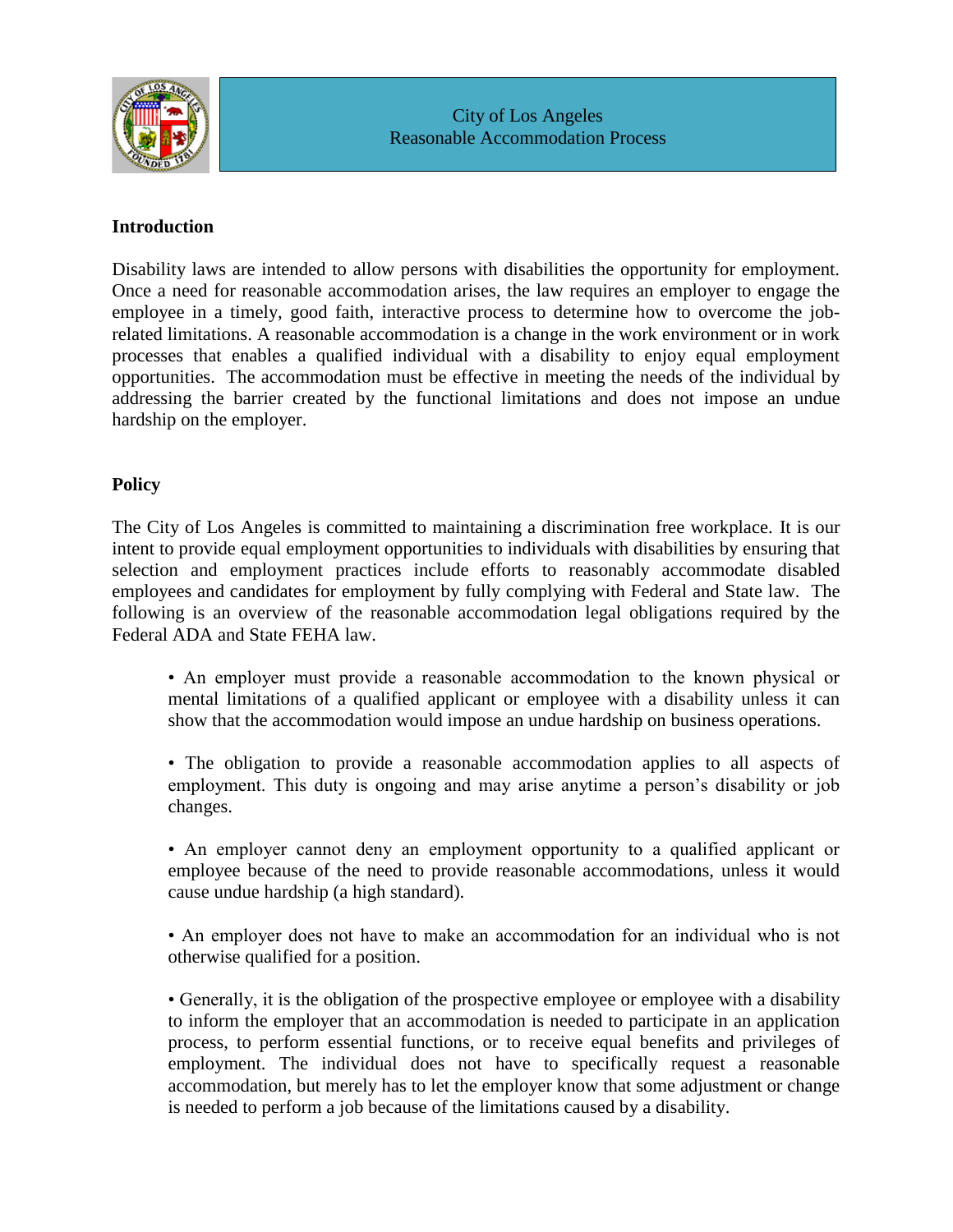# City of Los Angeles
## Reasonable Accommodation Process

### Introduction

Disability laws are intended to allow persons with disabilities the opportunity for employment. Once a need for reasonable accommodation arises, the law requires an employer to engage the employee in a timely, good faith, interactive process to determine how to overcome the job-related limitations. A reasonable accommodation is a change in the work environment or in work processes that enables a qualified individual with a disability to enjoy equal employment opportunities. The accommodation must be effective in meeting the needs of the individual by addressing the barrier created by the functional limitations and does not impose an undue hardship on the employer.

### Policy

The City of Los Angeles is committed to maintaining a discrimination free workplace. It is our intent to provide equal employment opportunities to individuals with disabilities by ensuring that selection and employment practices include efforts to reasonably accommodate disabled employees and candidates for employment by fully complying with Federal and State law. The following is an overview of the reasonable accommodation legal obligations required by the Federal ADA and State FEHA law.

- An employer must provide a reasonable accommodation to the known physical or mental limitations of a qualified applicant or employee with a disability unless it can show that the accommodation would impose an undue hardship on business operations.

- The obligation to provide a reasonable accommodation applies to all aspects of employment. This duty is ongoing and may arise anytime a person's disability or job changes.

- An employer cannot deny an employment opportunity to a qualified applicant or employee because of the need to provide reasonable accommodations, unless it would cause undue hardship (a high standard).

- An employer does not have to make an accommodation for an individual who is not otherwise qualified for a position.

- Generally, it is the obligation of the prospective employee or employee with a disability to inform the employer that an accommodation is needed to participate in an application process, to perform essential functions, or to receive equal benefits and privileges of employment. The individual does not have to specifically request a reasonable accommodation, but merely has to let the employer know that some adjustment or change is needed to perform a job because of the limitations caused by a disability.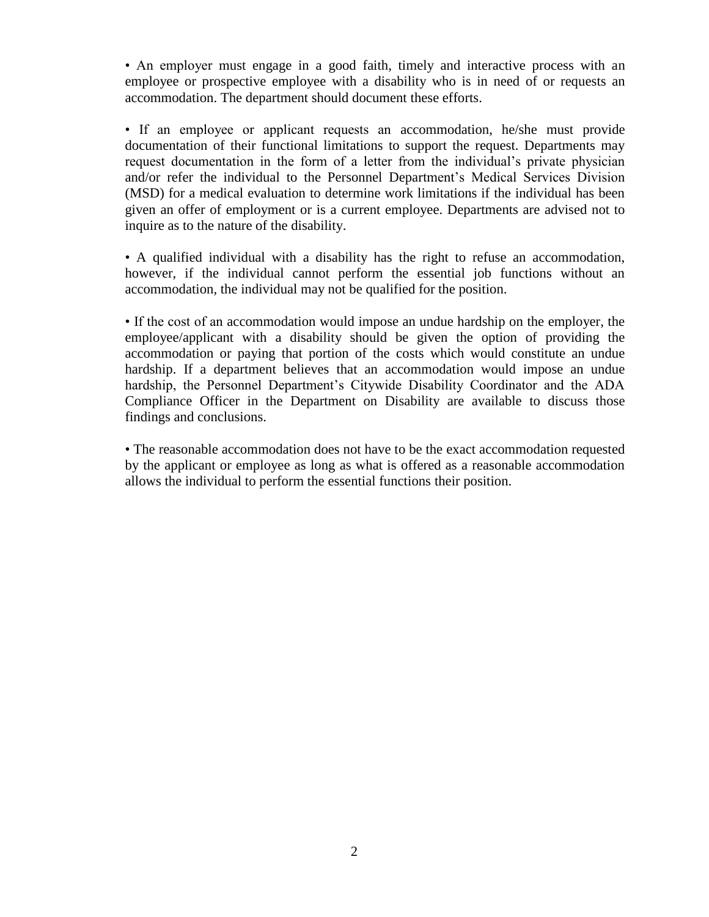- An employer must engage in a good faith, timely and interactive process with an employee or prospective employee with a disability who is in need of or requests an accommodation. The department should document these efforts.

- If an employee or applicant requests an accommodation, he/she must provide documentation of their functional limitations to support the request. Departments may request documentation in the form of a letter from the individual's private physician and/or refer the individual to the Personnel Department's Medical Services Division (MSD) for a medical evaluation to determine work limitations if the individual has been given an offer of employment or is a current employee. Departments are advised not to inquire as to the nature of the disability.

- A qualified individual with a disability has the right to refuse an accommodation, however, if the individual cannot perform the essential job functions without an accommodation, the individual may not be qualified for the position.

- If the cost of an accommodation would impose an undue hardship on the employer, the employee/applicant with a disability should be given the option of providing the accommodation or paying that portion of the costs which would constitute an undue hardship. If a department believes that an accommodation would impose an undue hardship, the Personnel Department's Citywide Disability Coordinator and the ADA Compliance Officer in the Department on Disability are available to discuss those findings and conclusions.

- The reasonable accommodation does not have to be the exact accommodation requested by the applicant or employee as long as what is offered as a reasonable accommodation allows the individual to perform the essential functions their position.